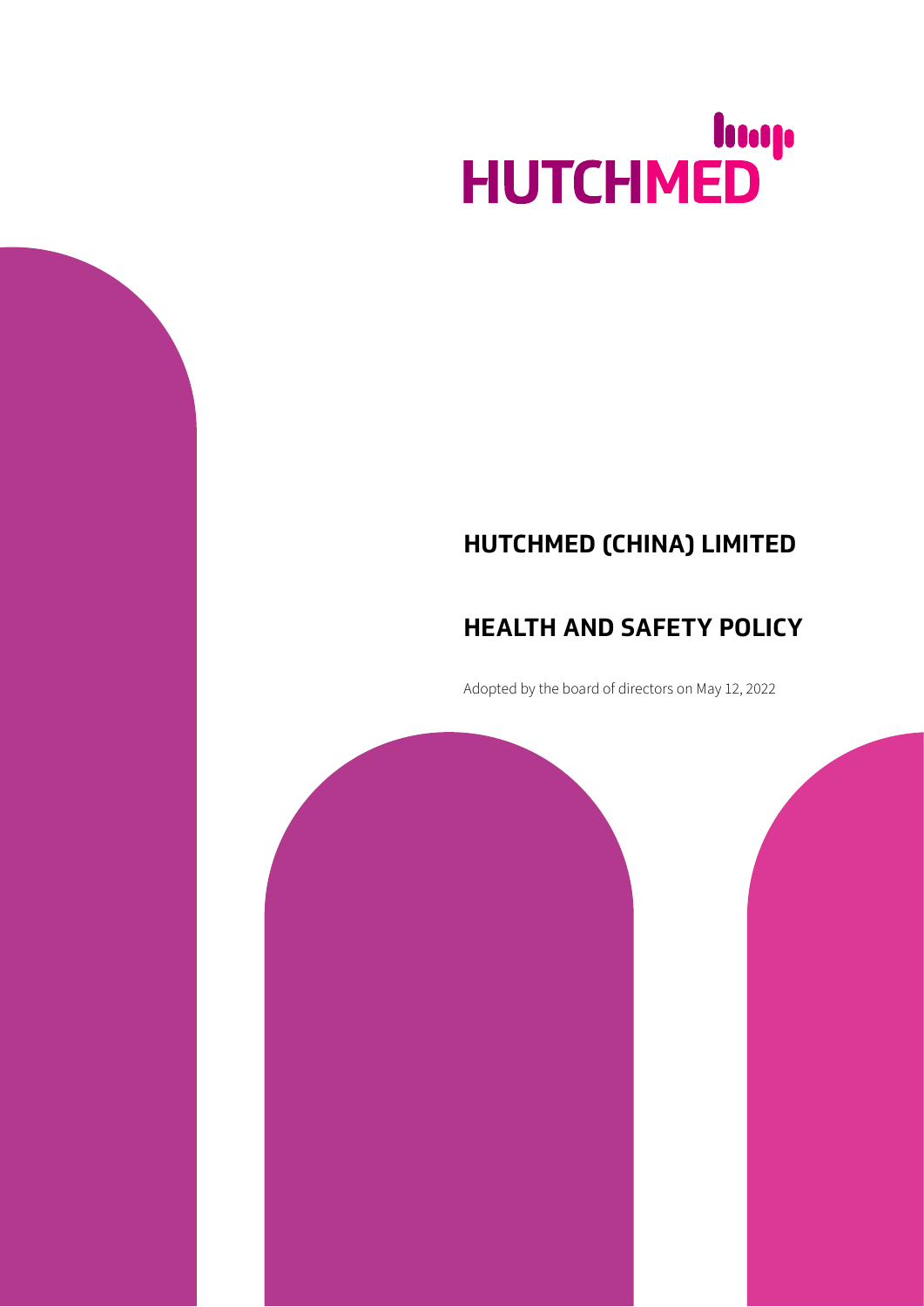HUTCHMED

# HUTCHMED (CHINA) LIMITED

# HEALTH AND SAFETY POLICY

Adopted by the board of directors on May 12, 2022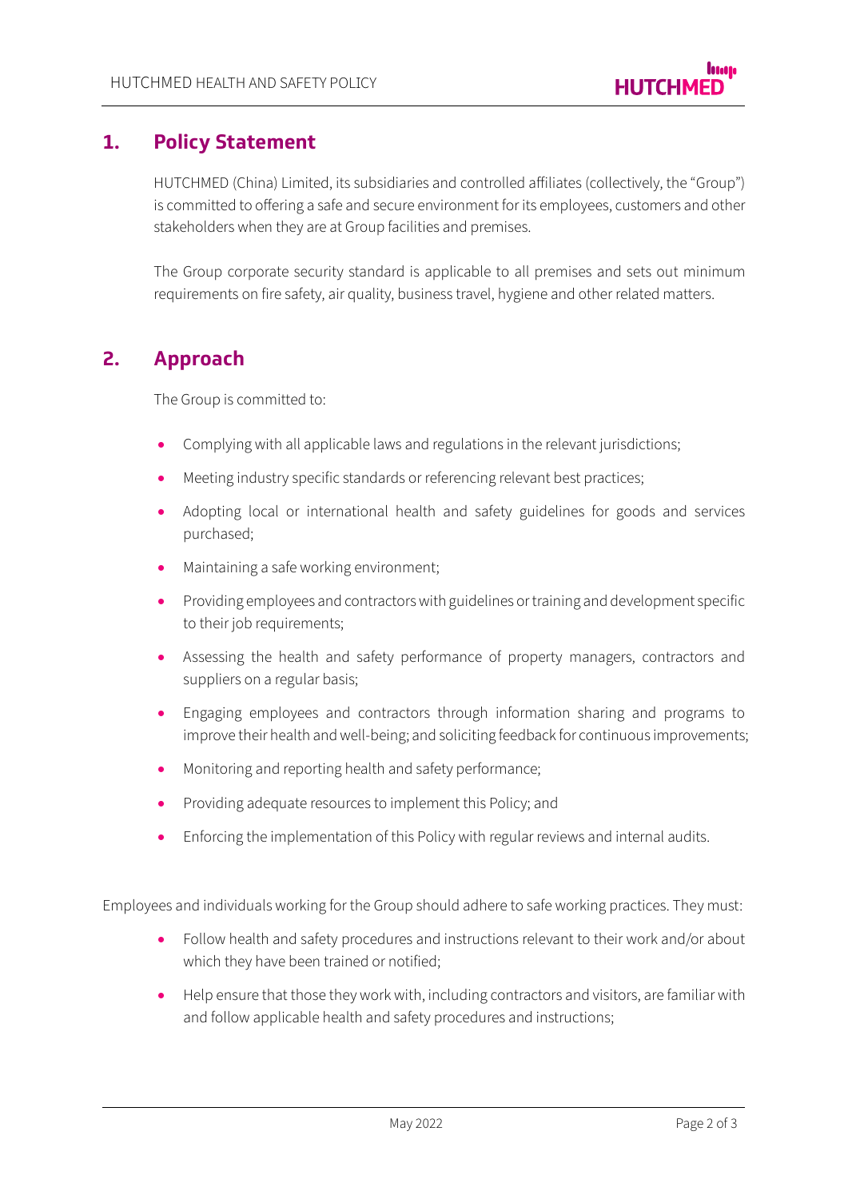## 1. Policy Statement

HUTCHMED (China) Limited, its subsidiaries and controlled affiliates (collectively, the "Group") is committed to offering a safe and secure environment for its employees, customers and other stakeholders when they are at Group facilities and premises.

The Group corporate security standard is applicable to all premises and sets out minimum requirements on fire safety, air quality, business travel, hygiene and other related matters.

## 2. Approach

The Group is committed to:

- Complying with all applicable laws and regulations in the relevant jurisdictions;
- Meeting industry specific standards or referencing relevant best practices;
- Adopting local or international health and safety guidelines for goods and services purchased;
- Maintaining a safe working environment;
- Providing employees and contractors with guidelines or training and development specific to their job requirements;
- Assessing the health and safety performance of property managers, contractors and suppliers on a regular basis;
- Engaging employees and contractors through information sharing and programs to improve their health and well-being; and soliciting feedback for continuous improvements;
- Monitoring and reporting health and safety performance;
- Providing adequate resources to implement this Policy; and
- Enforcing the implementation of this Policy with regular reviews and internal audits.

Employees and individuals working for the Group should adhere to safe working practices. They must:

- Follow health and safety procedures and instructions relevant to their work and/or about which they have been trained or notified;
- Help ensure that those they work with, including contractors and visitors, are familiar with and follow applicable health and safety procedures and instructions;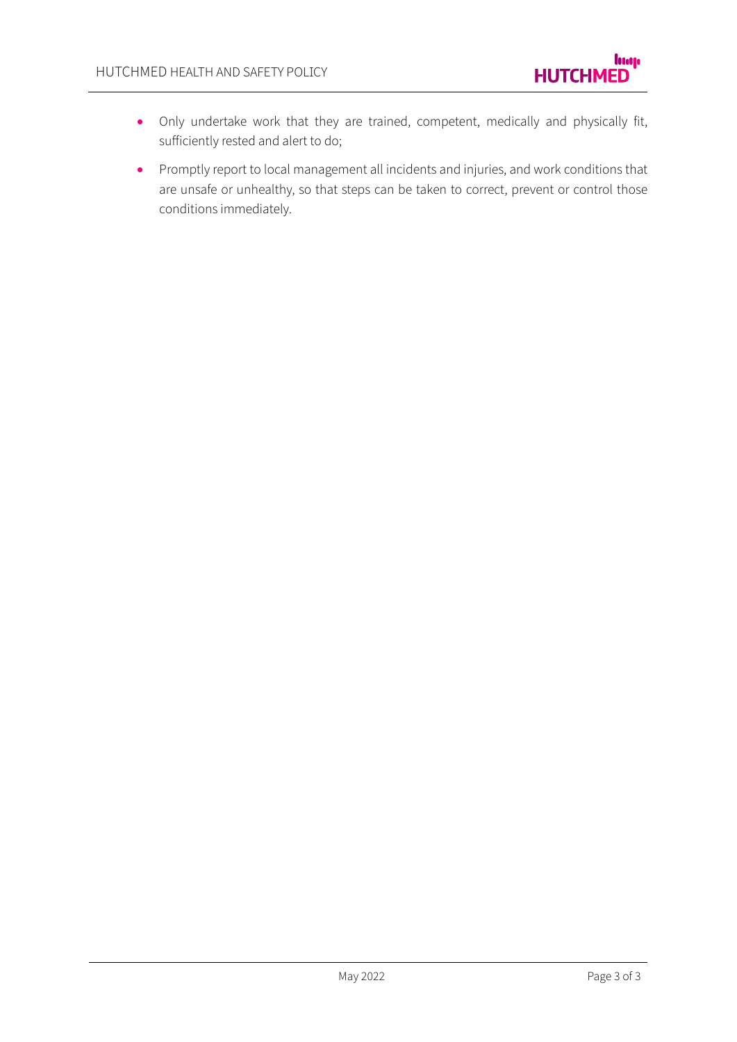- Only undertake work that they are trained, competent, medically and physically fit, sufficiently rested and alert to do;
- Promptly report to local management all incidents and injuries, and work conditions that are unsafe or unhealthy, so that steps can be taken to correct, prevent or control those conditions immediately.